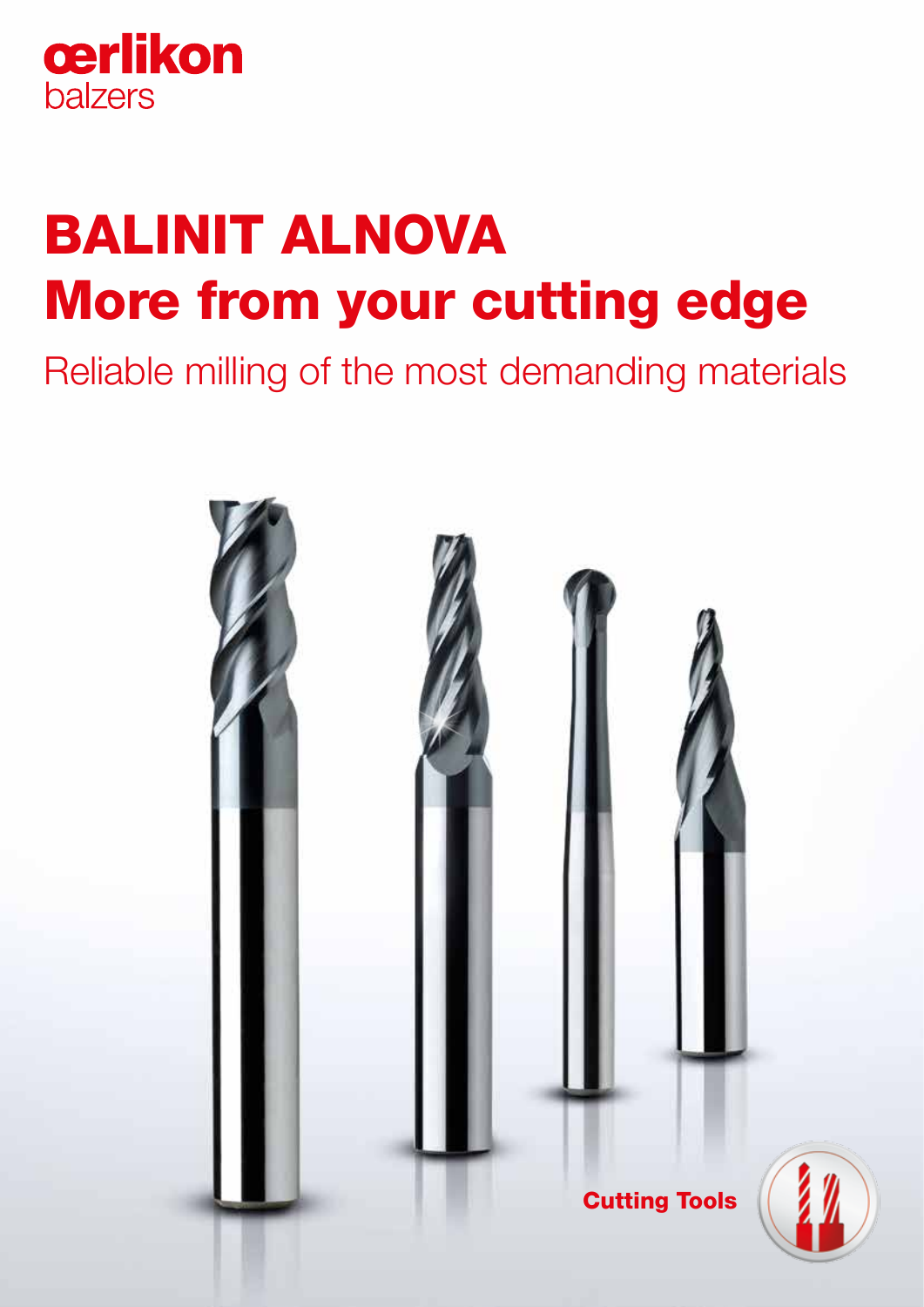œrlikon
balzers

# BALINIT ALNOVA
# More from your cutting edge

## Reliable milling of the most demanding materials

Cutting Tools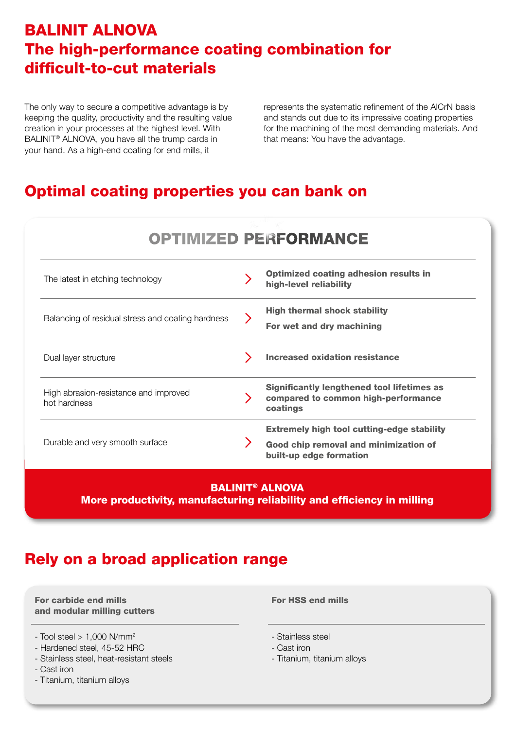# BALINIT ALNOVA
# The high-performance coating combination for difficult-to-cut materials

The only way to secure a competitive advantage is by keeping the quality, productivity and the resulting value creation in your processes at the highest level. With BALINIT® ALNOVA, you have all the trump cards in your hand. As a high-end coating for end mills, it represents the systematic refinement of the AlCrN basis and stands out due to its impressive coating properties for the machining of the most demanding materials. And that means: You have the advantage.

## Optimal coating properties you can bank on

### OPTIMIZED PERFORMANCE

| | |
|---|---|
| The latest in etching technology | **Optimized coating adhesion results in high-level reliability** |
| Balancing of residual stress and coating hardness | **High thermal shock stability**<br>**For wet and dry machining** |
| Dual layer structure | **Increased oxidation resistance** |
| High abrasion-resistance and improved hot hardness | **Significantly lengthened tool lifetimes as compared to common high-performance coatings** |
| Durable and very smooth surface | **Extremely high tool cutting-edge stability**<br>**Good chip removal and minimization of built-up edge formation** |

**BALINIT® ALNOVA**
**More productivity, manufacturing reliability and efficiency in milling**

## Rely on a broad application range

**For carbide end mills and modular milling cutters**

- Tool steel > 1,000 N/mm²
- Hardened steel, 45-52 HRC
- Stainless steel, heat-resistant steels
- Cast iron
- Titanium, titanium alloys

**For HSS end mills**

- Stainless steel
- Cast iron
- Titanium, titanium alloys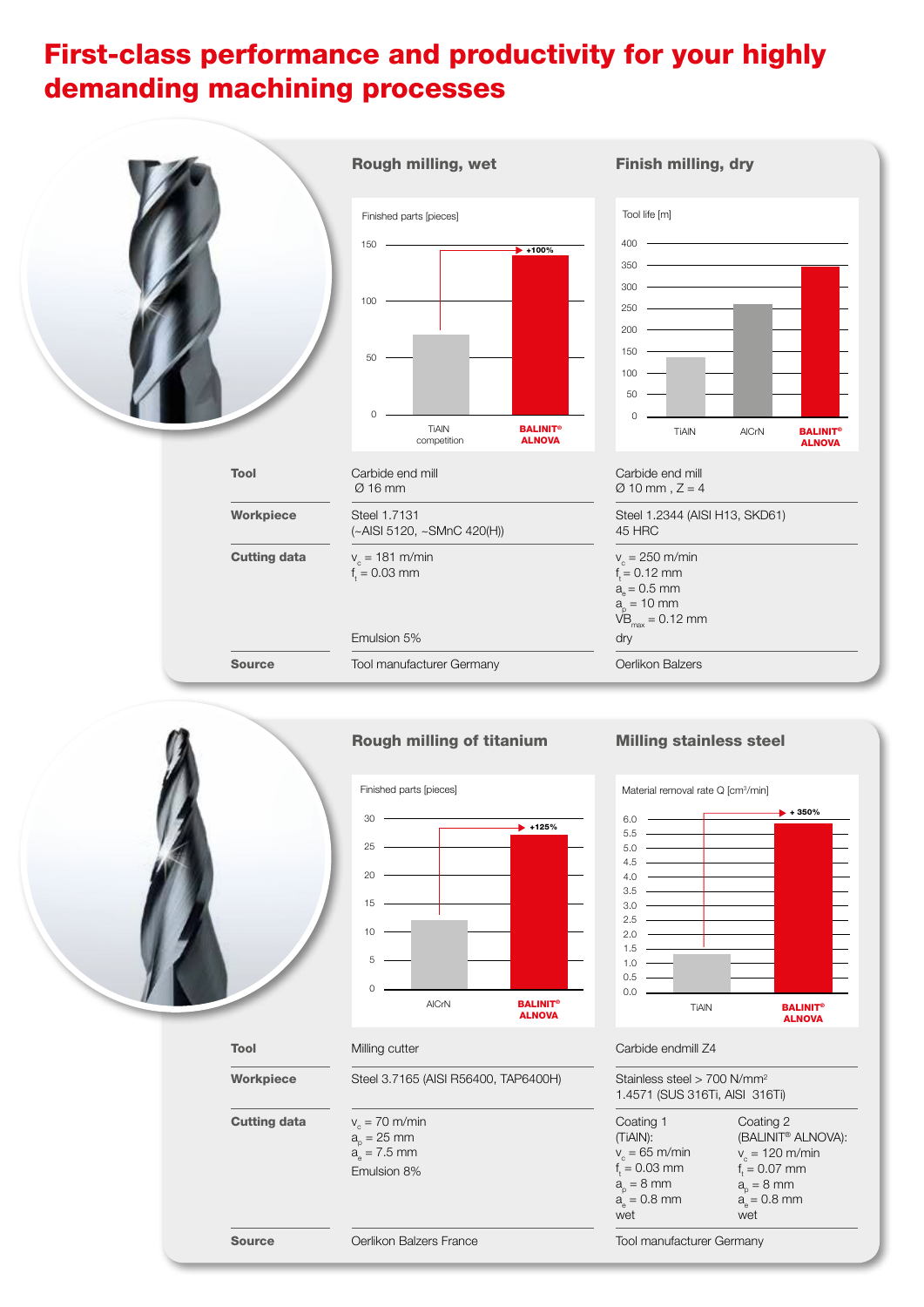# First-class performance and productivity for your highly demanding machining processes

## Rough milling, wet

Finished parts [pieces]

150
100
50
0

+100%

TiAlN competition

BALINIT® ALNOVA

## Finish milling, dry

Tool life [m]

400
350
300
250
200
150
100
50
0

TiAlN

AlCrN

BALINIT® ALNOVA

| | Rough milling, wet | Finish milling, dry |
|---|---|---|
| **Tool** | Carbide end mill<br>Ø 16 mm | Carbide end mill<br>Ø 10 mm , Z = 4 |
| **Workpiece** | Steel 1.7131<br>(~AISI 5120, ~SMnC 420(H)) | Steel 1.2344 (AISI H13, SKD61)<br>45 HRC |
| **Cutting data** | $v_c$ = 181 m/min<br>$f_t$ = 0.03 mm<br>Emulsion 5% | $v_c$ = 250 m/min<br>$f_t$ = 0.12 mm<br>$a_e$ = 0.5 mm<br>$a_p$ = 10 mm<br>$VB_{max}$ = 0.12 mm<br>dry |
| **Source** | Tool manufacturer Germany | Oerlikon Balzers |

## Rough milling of titanium

Finished parts [pieces]

30
25
20
15
10
5
0

+125%

AlCrN

BALINIT® ALNOVA

## Milling stainless steel

Material removal rate Q [cm³/min]

6.0
5.5
5.0
4.5
4.0
3.5
3.0
2.5
2.0
1.5
1.0
0.5
0.0

+ 350%

TiAlN

BALINIT® ALNOVA

| | Rough milling of titanium | Milling stainless steel | |
|---|---|---|---|
| **Tool** | Milling cutter | Carbide endmill Z4 | |
| **Workpiece** | Steel 3.7165 (AISI R56400, TAP6400H) | Stainless steel > 700 N/mm²<br>1.4571 (SUS 316Ti, AISI 316Ti) | |
| **Cutting data** | $v_c$ = 70 m/min<br>$a_p$ = 25 mm<br>$a_e$ = 7.5 mm<br>Emulsion 8% | Coating 1<br>(TiAlN):<br>$v_c$ = 65 m/min<br>$f_t$ = 0.03 mm<br>$a_p$ = 8 mm<br>$a_e$ = 0.8 mm<br>wet | Coating 2<br>(BALINIT® ALNOVA):<br>$v_c$ = 120 m/min<br>$f_t$ = 0.07 mm<br>$a_p$ = 8 mm<br>$a_e$ = 0.8 mm<br>wet |
| **Source** | Oerlikon Balzers France | Tool manufacturer Germany | |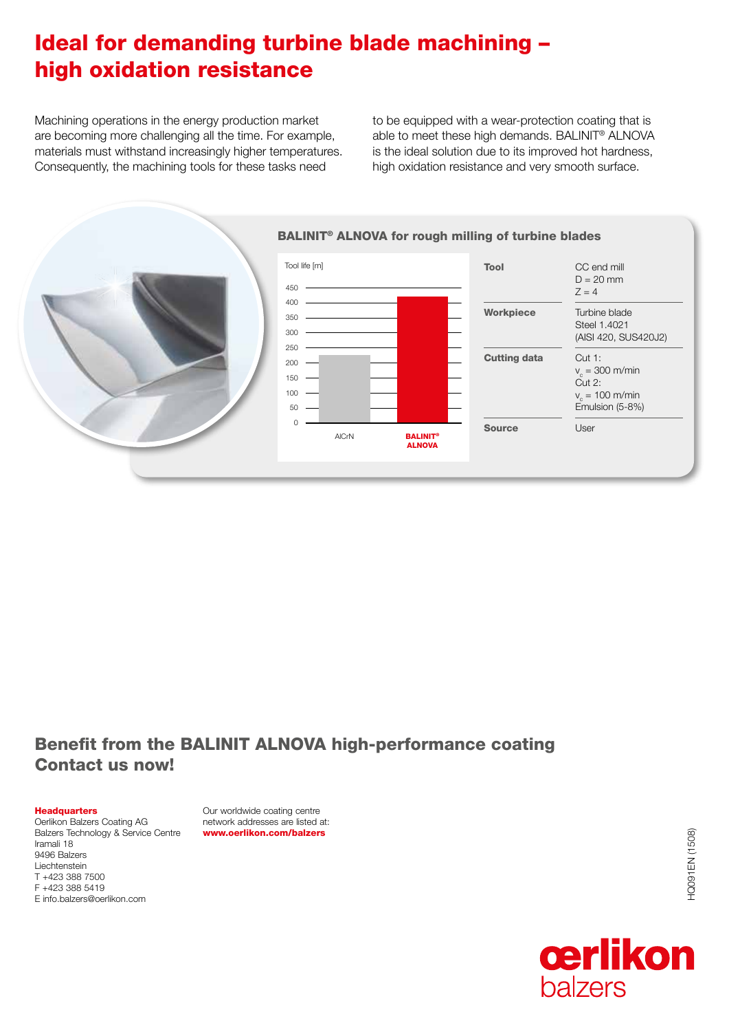# Ideal for demanding turbine blade machining – high oxidation resistance

Machining operations in the energy production market are becoming more challenging all the time. For example, materials must withstand increasingly higher temperatures. Consequently, the machining tools for these tasks need to be equipped with a wear-protection coating that is able to meet these high demands. BALINIT® ALNOVA is the ideal solution due to its improved hot hardness, high oxidation resistance and very smooth surface.

## BALINIT® ALNOVA for rough milling of turbine blades

Tool life [m]

450
400
350
300
250
200
150
100
50
0

AlCrN
BALINIT® ALNOVA

| | |
|---|---|
| **Tool** | CC end mill<br>D = 20 mm<br>Z = 4 |
| **Workpiece** | Turbine blade<br>Steel 1.4021<br>(AISI 420, SUS420J2) |
| **Cutting data** | Cut 1:<br>$v_c$ = 300 m/min<br>Cut 2:<br>$v_c$ = 100 m/min<br>Emulsion (5-8%) |
| **Source** | User |

## Benefit from the BALINIT ALNOVA high-performance coating
## Contact us now!

**Headquarters**
Oerlikon Balzers Coating AG
Balzers Technology & Service Centre
Iramali 18
9496 Balzers
Liechtenstein
T +423 388 7500
F +423 388 5419
E info.balzers@oerlikon.com

Our worldwide coating centre network addresses are listed at:
**www.oerlikon.com/balzers**

HQ091EN (1508)

oerlikon balzers